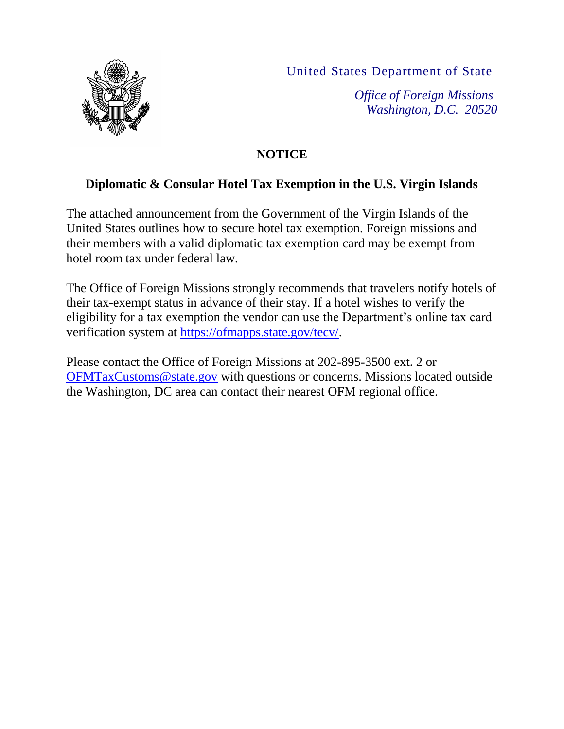United States Department of State

*Office of Foreign Missions*
*Washington, D.C. 20520*

# NOTICE

## Diplomatic & Consular Hotel Tax Exemption in the U.S. Virgin Islands

The attached announcement from the Government of the Virgin Islands of the United States outlines how to secure hotel tax exemption. Foreign missions and their members with a valid diplomatic tax exemption card may be exempt from hotel room tax under federal law.

The Office of Foreign Missions strongly recommends that travelers notify hotels of their tax-exempt status in advance of their stay. If a hotel wishes to verify the eligibility for a tax exemption the vendor can use the Department's online tax card verification system at [https://ofmapps.state.gov/tecv/](https://ofmapps.state.gov/tecv/).

Please contact the Office of Foreign Missions at 202-895-3500 ext. 2 or [OFMTaxCustoms@state.gov](mailto:OFMTaxCustoms@state.gov) with questions or concerns. Missions located outside the Washington, DC area can contact their nearest OFM regional office.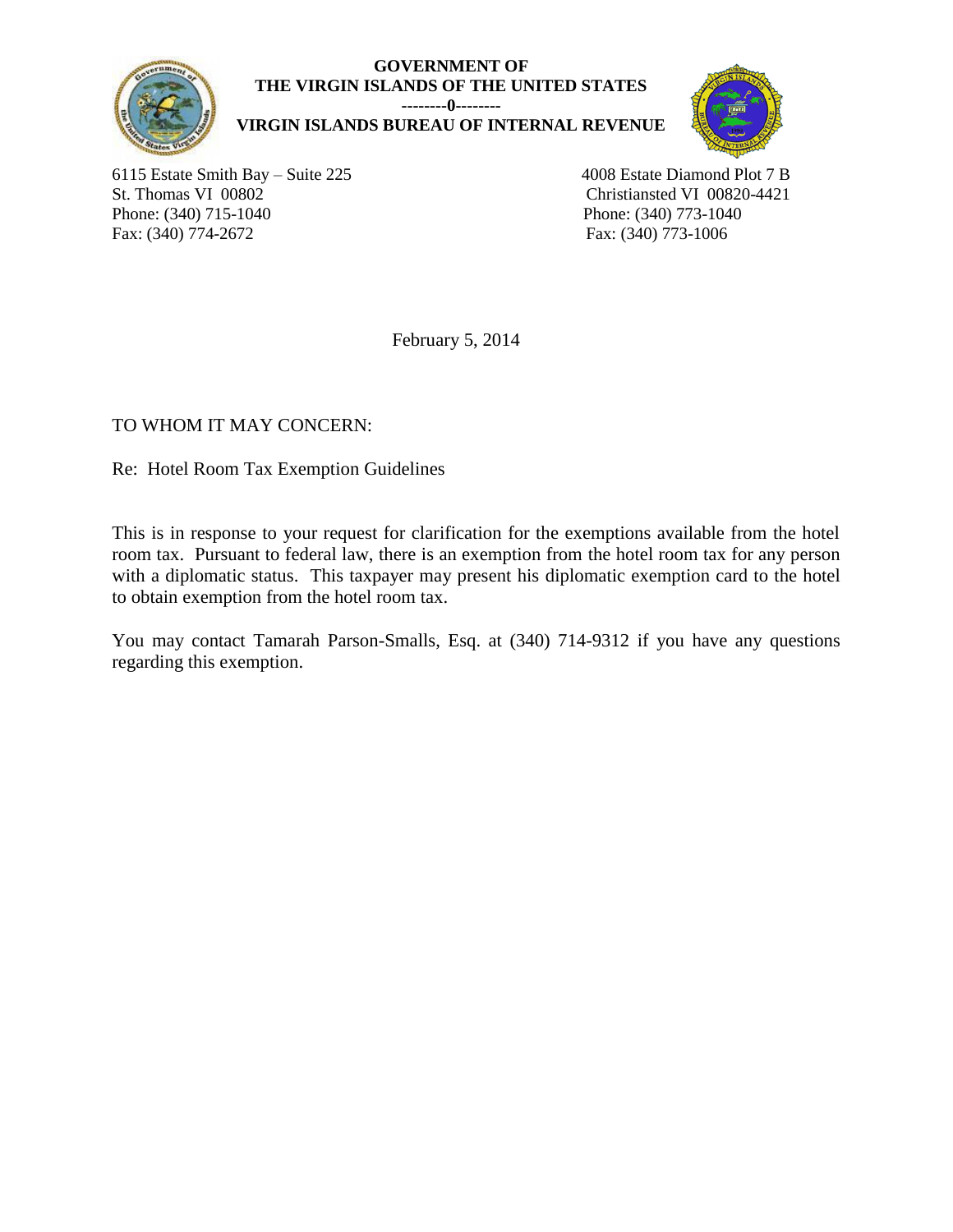**GOVERNMENT OF**
**THE VIRGIN ISLANDS OF THE UNITED STATES**
**--------0--------**
**VIRGIN ISLANDS BUREAU OF INTERNAL REVENUE**

6115 Estate Smith Bay – Suite 225
St. Thomas VI 00802
Phone: (340) 715-1040
Fax: (340) 774-2672

4008 Estate Diamond Plot 7 B
Christiansted VI 00820-4421
Phone: (340) 773-1040
Fax: (340) 773-1006

February 5, 2014

TO WHOM IT MAY CONCERN:

Re: Hotel Room Tax Exemption Guidelines

This is in response to your request for clarification for the exemptions available from the hotel room tax. Pursuant to federal law, there is an exemption from the hotel room tax for any person with a diplomatic status. This taxpayer may present his diplomatic exemption card to the hotel to obtain exemption from the hotel room tax.

You may contact Tamarah Parson-Smalls, Esq. at (340) 714-9312 if you have any questions regarding this exemption.